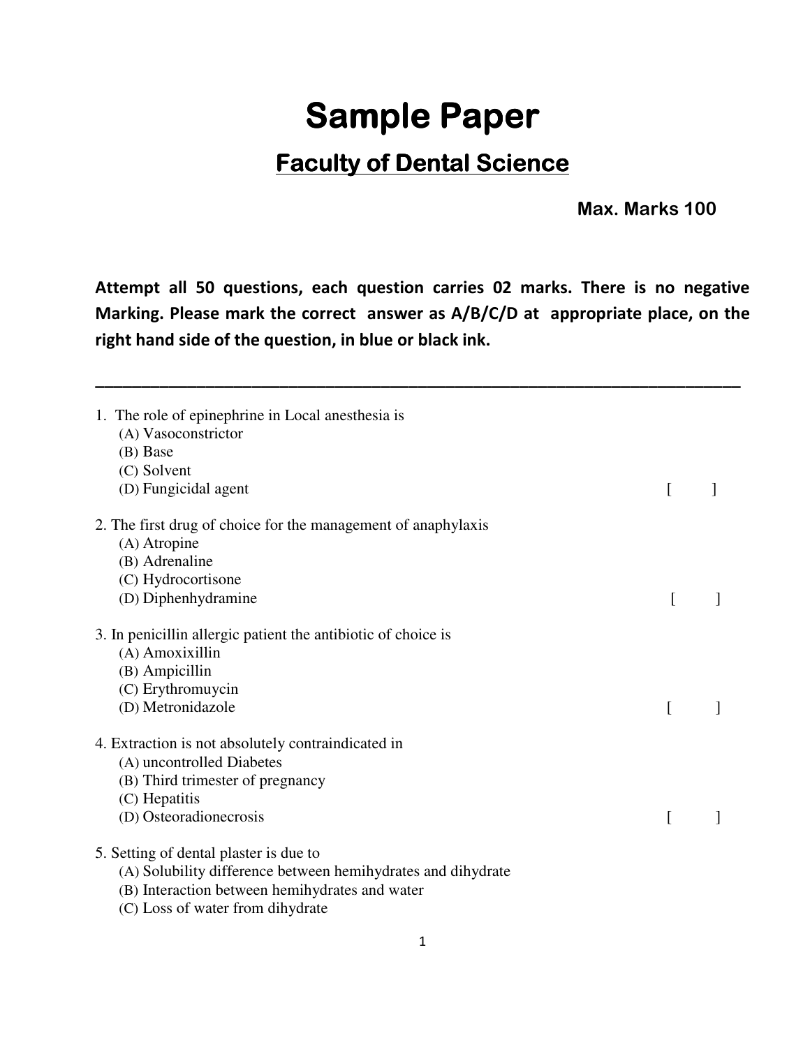# Sample Paper

## Faculty of Dental Science

**Max. Marks 100**

**Attempt all 50 questions, each question carries 02 marks. There is no negative Marking. Please mark the correct answer as A/B/C/D at appropriate place, on the right hand side of the question, in blue or black ink.**

---

1. The role of epinephrine in Local anesthesia is
   (A) Vasoconstrictor
   (B) Base
   (C) Solvent
   (D) Fungicidal agent [ ]

2. The first drug of choice for the management of anaphylaxis
   (A) Atropine
   (B) Adrenaline
   (C) Hydrocortisone
   (D) Diphenhydramine [ ]

3. In penicillin allergic patient the antibiotic of choice is
   (A) Amoxixillin
   (B) Ampicillin
   (C) Erythromuycin
   (D) Metronidazole [ ]

4. Extraction is not absolutely contraindicated in
   (A) uncontrolled Diabetes
   (B) Third trimester of pregnancy
   (C) Hepatitis
   (D) Osteoradionecrosis [ ]

5. Setting of dental plaster is due to
   (A) Solubility difference between hemihydrates and dihydrate
   (B) Interaction between hemihydrates and water
   (C) Loss of water from dihydrate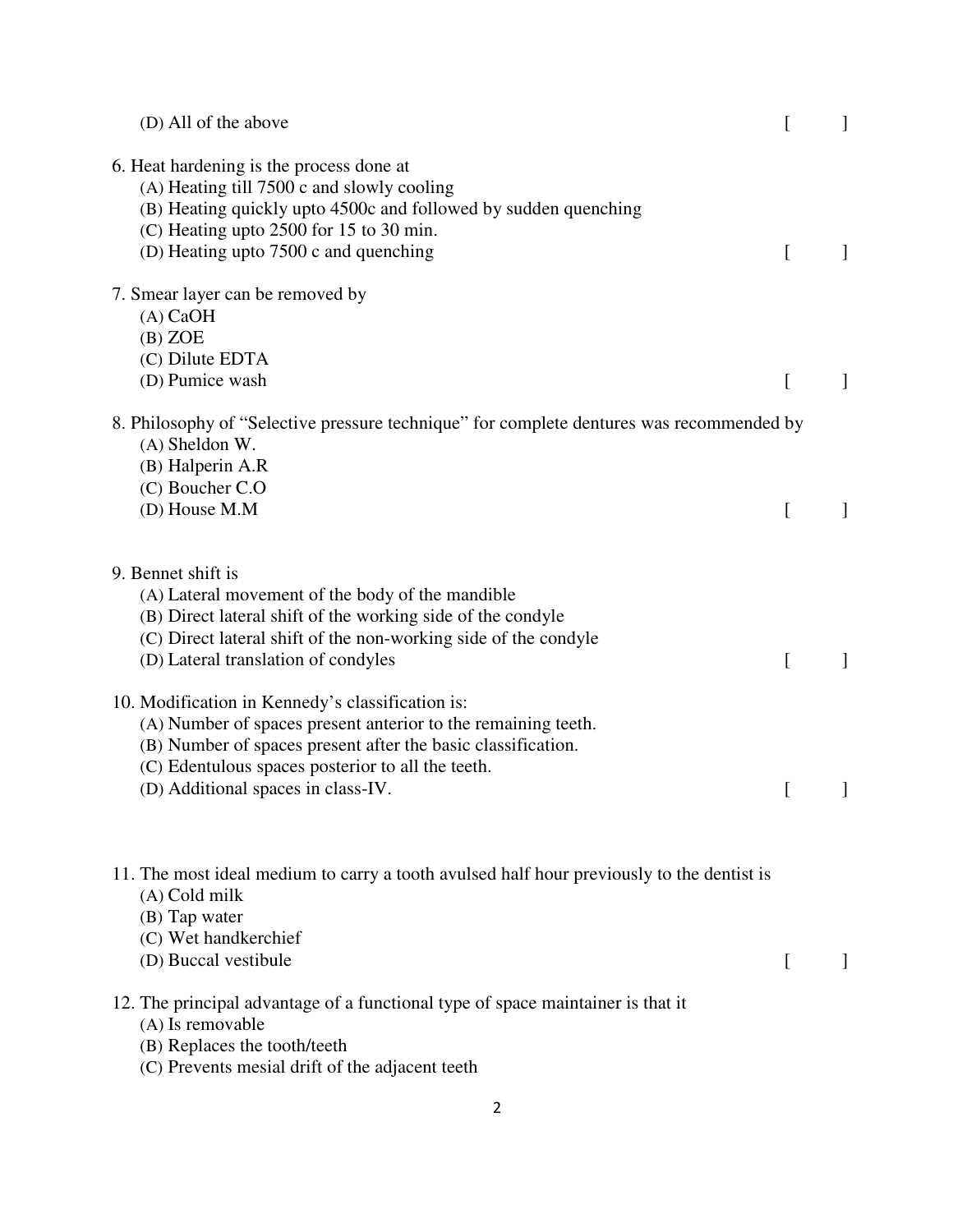(D) All of the above [ ]

6. Heat hardening is the process done at
   (A) Heating till 7500 c and slowly cooling
   (B) Heating quickly upto 4500c and followed by sudden quenching
   (C) Heating upto 2500 for 15 to 30 min.
   (D) Heating upto 7500 c and quenching [ ]

7. Smear layer can be removed by
   (A) CaOH
   (B) ZOE
   (C) Dilute EDTA
   (D) Pumice wash [ ]

8. Philosophy of "Selective pressure technique" for complete dentures was recommended by
   (A) Sheldon W.
   (B) Halperin A.R
   (C) Boucher C.O
   (D) House M.M [ ]

9. Bennet shift is
   (A) Lateral movement of the body of the mandible
   (B) Direct lateral shift of the working side of the condyle
   (C) Direct lateral shift of the non-working side of the condyle
   (D) Lateral translation of condyles [ ]

10. Modification in Kennedy's classification is:
    (A) Number of spaces present anterior to the remaining teeth.
    (B) Number of spaces present after the basic classification.
    (C) Edentulous spaces posterior to all the teeth.
    (D) Additional spaces in class-IV. [ ]

11. The most ideal medium to carry a tooth avulsed half hour previously to the dentist is
    (A) Cold milk
    (B) Tap water
    (C) Wet handkerchief
    (D) Buccal vestibule [ ]

12. The principal advantage of a functional type of space maintainer is that it
    (A) Is removable
    (B) Replaces the tooth/teeth
    (C) Prevents mesial drift of the adjacent teeth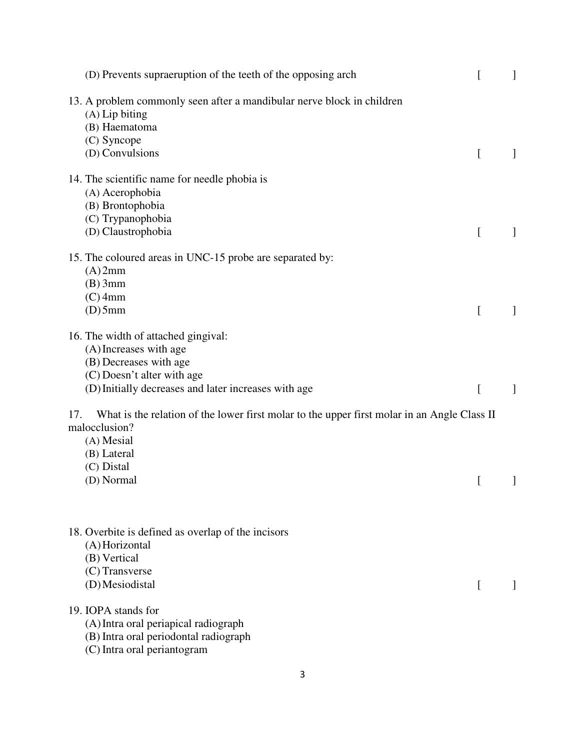(D) Prevents supraeruption of the teeth of the opposing arch [ ]

13. A problem commonly seen after a mandibular nerve block in children
    (A) Lip biting
    (B) Haematoma
    (C) Syncope
    (D) Convulsions [ ]

14. The scientific name for needle phobia is
    (A) Acerophobia
    (B) Brontophobia
    (C) Trypanophobia
    (D) Claustrophobia [ ]

15. The coloured areas in UNC-15 probe are separated by:
    (A) 2mm
    (B) 3mm
    (C) 4mm
    (D) 5mm [ ]

16. The width of attached gingival:
    (A) Increases with age
    (B) Decreases with age
    (C) Doesn't alter with age
    (D) Initially decreases and later increases with age [ ]

17. What is the relation of the lower first molar to the upper first molar in an Angle Class II malocclusion?
    (A) Mesial
    (B) Lateral
    (C) Distal
    (D) Normal [ ]

18. Overbite is defined as overlap of the incisors
    (A) Horizontal
    (B) Vertical
    (C) Transverse
    (D) Mesiodistal [ ]

19. IOPA stands for
    (A) Intra oral periapical radiograph
    (B) Intra oral periodontal radiograph
    (C) Intra oral periantogram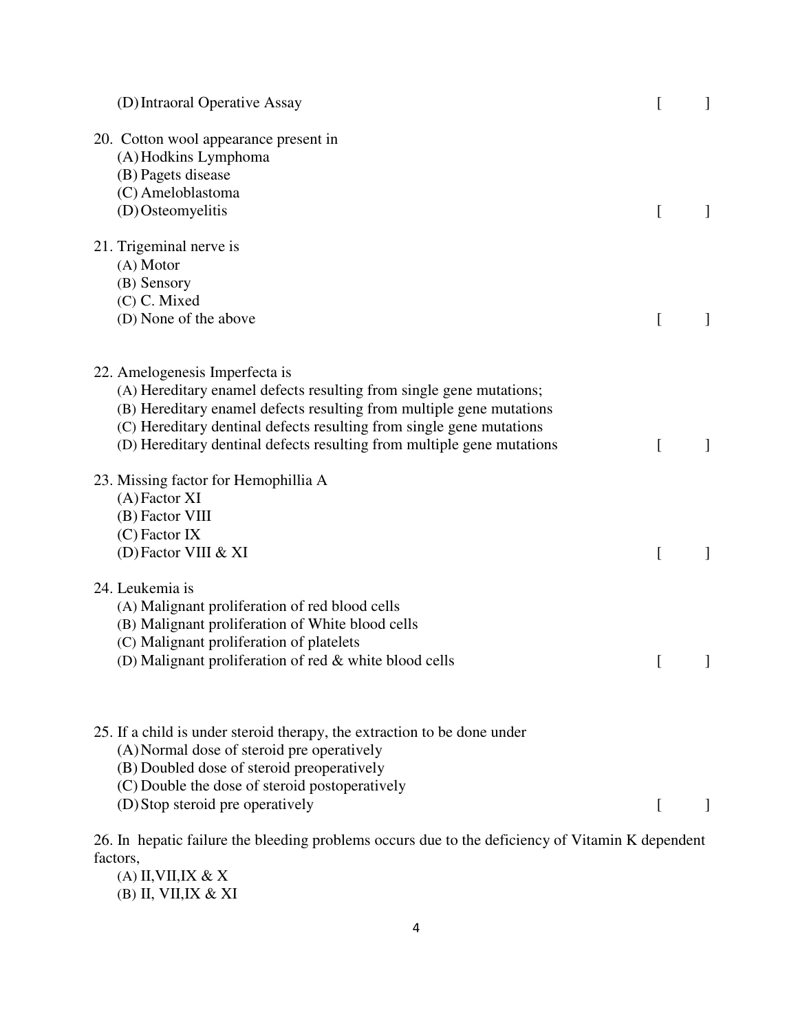(D) Intraoral Operative Assay [ ]

20. Cotton wool appearance present in
    (A) Hodkins Lymphoma
    (B) Pagets disease
    (C) Ameloblastoma
    (D) Osteomyelitis [ ]

21. Trigeminal nerve is
    (A) Motor
    (B) Sensory
    (C) C. Mixed
    (D) None of the above [ ]

22. Amelogenesis Imperfecta is
    (A) Hereditary enamel defects resulting from single gene mutations;
    (B) Hereditary enamel defects resulting from multiple gene mutations
    (C) Hereditary dentinal defects resulting from single gene mutations
    (D) Hereditary dentinal defects resulting from multiple gene mutations [ ]

23. Missing factor for Hemophillia A
    (A) Factor XI
    (B) Factor VIII
    (C) Factor IX
    (D) Factor VIII & XI [ ]

24. Leukemia is
    (A) Malignant proliferation of red blood cells
    (B) Malignant proliferation of White blood cells
    (C) Malignant proliferation of platelets
    (D) Malignant proliferation of red & white blood cells [ ]

25. If a child is under steroid therapy, the extraction to be done under
    (A) Normal dose of steroid pre operatively
    (B) Doubled dose of steroid preoperatively
    (C) Double the dose of steroid postoperatively
    (D) Stop steroid pre operatively [ ]

26. In hepatic failure the bleeding problems occurs due to the deficiency of Vitamin K dependent factors,
    (A) II,VII,IX & X
    (B) II, VII,IX & XI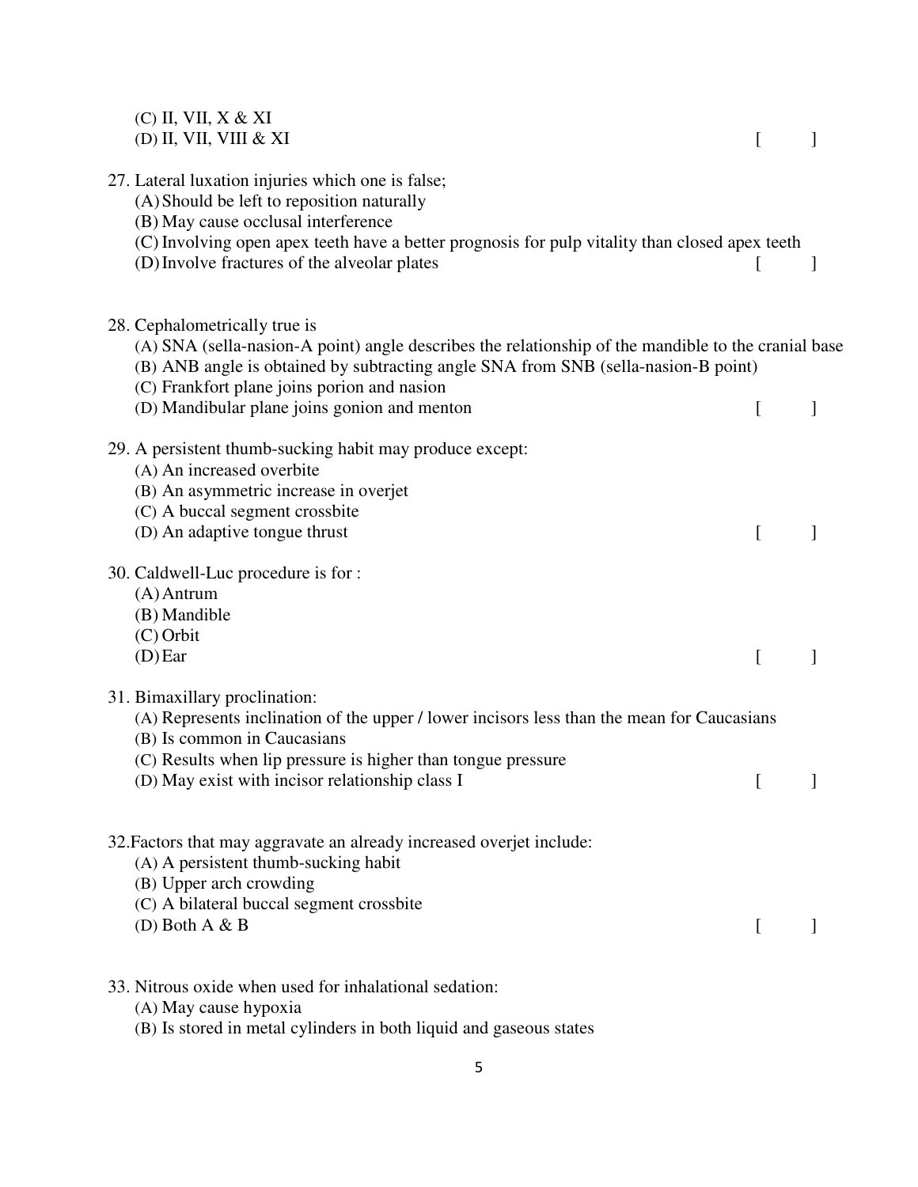(C) II, VII, X & XI
(D) II, VII, VIII & XI [ ]

27. Lateral luxation injuries which one is false;
   (A) Should be left to reposition naturally
   (B) May cause occlusal interference
   (C) Involving open apex teeth have a better prognosis for pulp vitality than closed apex teeth
   (D) Involve fractures of the alveolar plates [ ]

28. Cephalometrically true is
   (A) SNA (sella-nasion-A point) angle describes the relationship of the mandible to the cranial base
   (B) ANB angle is obtained by subtracting angle SNA from SNB (sella-nasion-B point)
   (C) Frankfort plane joins porion and nasion
   (D) Mandibular plane joins gonion and menton [ ]

29. A persistent thumb-sucking habit may produce except:
   (A) An increased overbite
   (B) An asymmetric increase in overjet
   (C) A buccal segment crossbite
   (D) An adaptive tongue thrust [ ]

30. Caldwell-Luc procedure is for :
   (A) Antrum
   (B) Mandible
   (C) Orbit
   (D) Ear [ ]

31. Bimaxillary proclination:
   (A) Represents inclination of the upper / lower incisors less than the mean for Caucasians
   (B) Is common in Caucasians
   (C) Results when lip pressure is higher than tongue pressure
   (D) May exist with incisor relationship class I [ ]

32. Factors that may aggravate an already increased overjet include:
   (A) A persistent thumb-sucking habit
   (B) Upper arch crowding
   (C) A bilateral buccal segment crossbite
   (D) Both A & B [ ]

33. Nitrous oxide when used for inhalational sedation:
   (A) May cause hypoxia
   (B) Is stored in metal cylinders in both liquid and gaseous states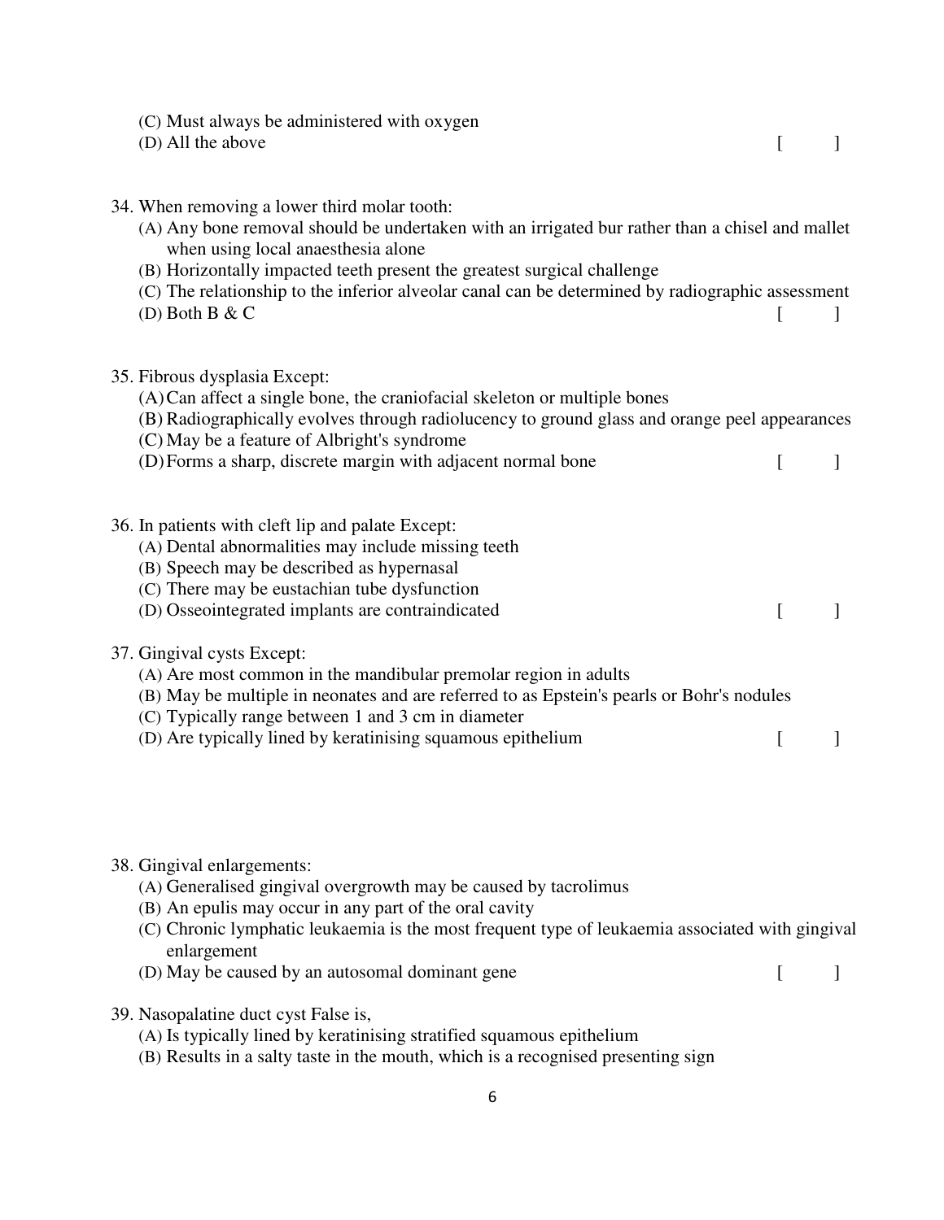(C) Must always be administered with oxygen
(D) All the above [ ]

34. When removing a lower third molar tooth:
   (A) Any bone removal should be undertaken with an irrigated bur rather than a chisel and mallet when using local anaesthesia alone
   (B) Horizontally impacted teeth present the greatest surgical challenge
   (C) The relationship to the inferior alveolar canal can be determined by radiographic assessment
   (D) Both B & C [ ]

35. Fibrous dysplasia Except:
   (A) Can affect a single bone, the craniofacial skeleton or multiple bones
   (B) Radiographically evolves through radiolucency to ground glass and orange peel appearances
   (C) May be a feature of Albright's syndrome
   (D) Forms a sharp, discrete margin with adjacent normal bone [ ]

36. In patients with cleft lip and palate Except:
   (A) Dental abnormalities may include missing teeth
   (B) Speech may be described as hypernasal
   (C) There may be eustachian tube dysfunction
   (D) Osseointegrated implants are contraindicated [ ]

37. Gingival cysts Except:
   (A) Are most common in the mandibular premolar region in adults
   (B) May be multiple in neonates and are referred to as Epstein's pearls or Bohr's nodules
   (C) Typically range between 1 and 3 cm in diameter
   (D) Are typically lined by keratinising squamous epithelium [ ]

38. Gingival enlargements:
   (A) Generalised gingival overgrowth may be caused by tacrolimus
   (B) An epulis may occur in any part of the oral cavity
   (C) Chronic lymphatic leukaemia is the most frequent type of leukaemia associated with gingival enlargement
   (D) May be caused by an autosomal dominant gene [ ]

39. Nasopalatine duct cyst False is,
   (A) Is typically lined by keratinising stratified squamous epithelium
   (B) Results in a salty taste in the mouth, which is a recognised presenting sign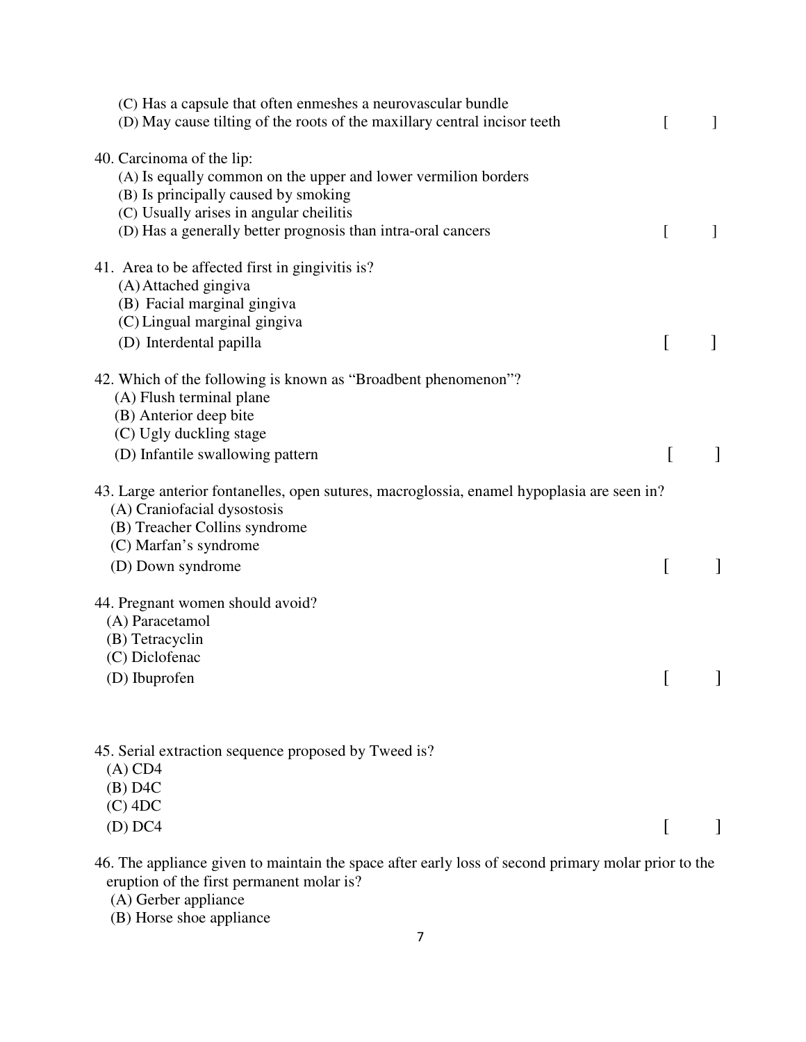(C) Has a capsule that often enmeshes a neurovascular bundle
(D) May cause tilting of the roots of the maxillary central incisor teeth [ ]

40. Carcinoma of the lip:
(A) Is equally common on the upper and lower vermilion borders
(B) Is principally caused by smoking
(C) Usually arises in angular cheilitis
(D) Has a generally better prognosis than intra-oral cancers [ ]

41. Area to be affected first in gingivitis is?
(A) Attached gingiva
(B) Facial marginal gingiva
(C) Lingual marginal gingiva
(D) Interdental papilla [ ]

42. Which of the following is known as "Broadbent phenomenon"?
(A) Flush terminal plane
(B) Anterior deep bite
(C) Ugly duckling stage
(D) Infantile swallowing pattern [ ]

43. Large anterior fontanelles, open sutures, macroglossia, enamel hypoplasia are seen in?
(A) Craniofacial dysostosis
(B) Treacher Collins syndrome
(C) Marfan's syndrome
(D) Down syndrome [ ]

44. Pregnant women should avoid?
(A) Paracetamol
(B) Tetracyclin
(C) Diclofenac
(D) Ibuprofen [ ]

45. Serial extraction sequence proposed by Tweed is?
(A) CD4
(B) D4C
(C) 4DC
(D) DC4 [ ]

46. The appliance given to maintain the space after early loss of second primary molar prior to the eruption of the first permanent molar is?
(A) Gerber appliance
(B) Horse shoe appliance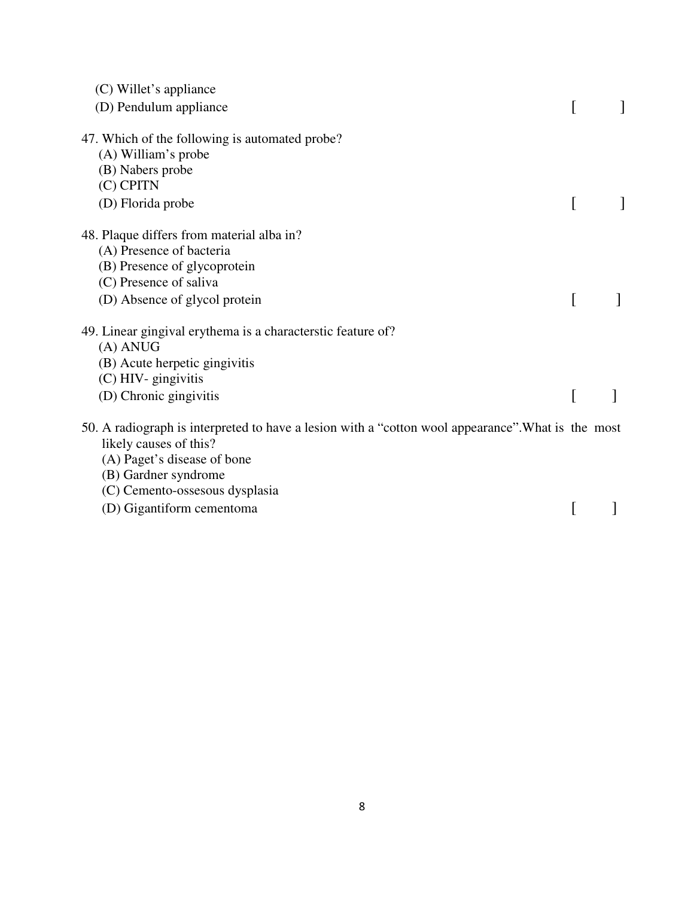(C) Willet's appliance
(D) Pendulum appliance [ ]

47. Which of the following is automated probe?
(A) William's probe
(B) Nabers probe
(C) CPITN
(D) Florida probe [ ]

48. Plaque differs from material alba in?
(A) Presence of bacteria
(B) Presence of glycoprotein
(C) Presence of saliva
(D) Absence of glycol protein [ ]

49. Linear gingival erythema is a characterstic feature of?
(A) ANUG
(B) Acute herpetic gingivitis
(C) HIV- gingivitis
(D) Chronic gingivitis [ ]

50. A radiograph is interpreted to have a lesion with a "cotton wool appearance".What is the most likely causes of this?
(A) Paget's disease of bone
(B) Gardner syndrome
(C) Cemento-ossesous dysplasia
(D) Gigantiform cementoma [ ]